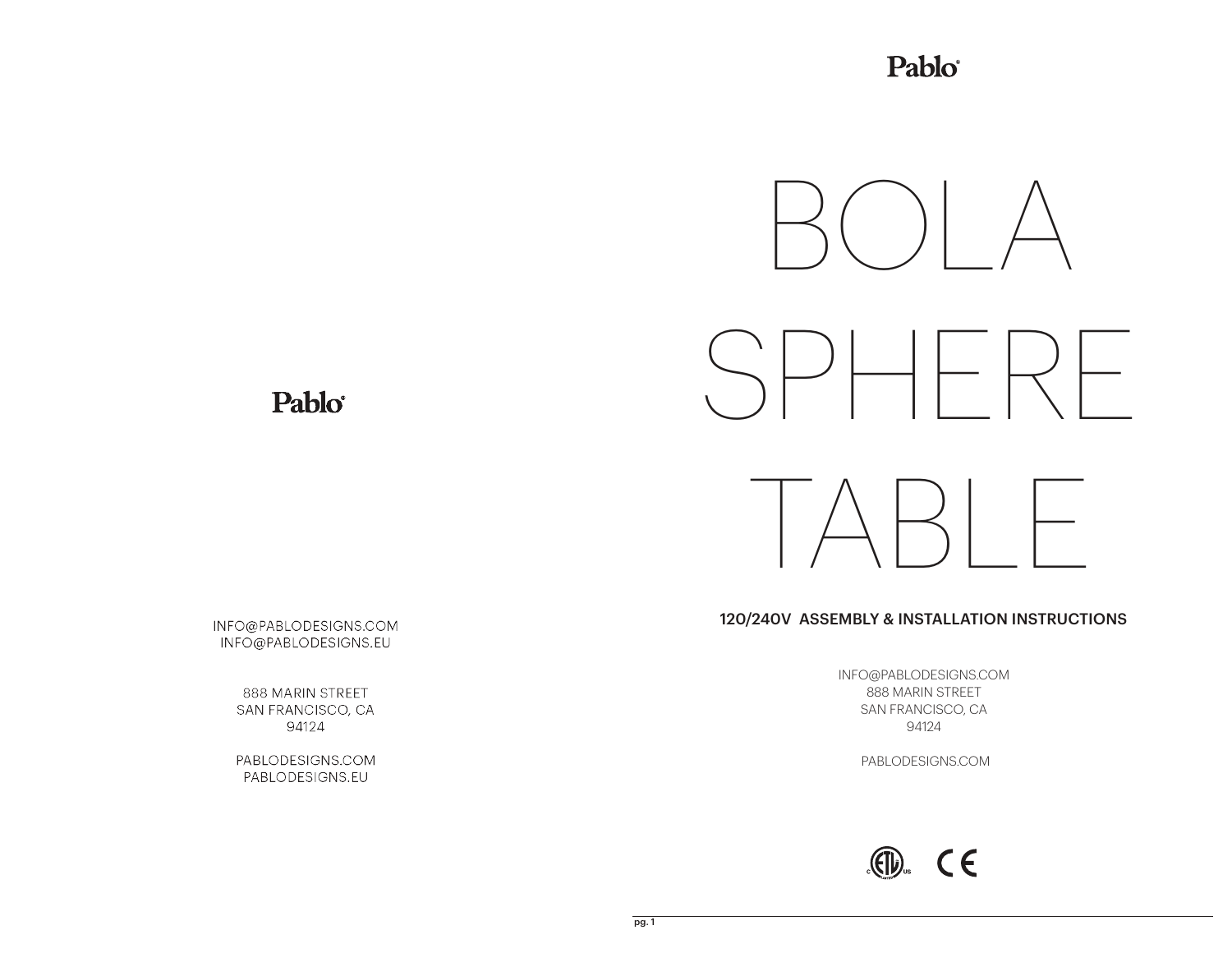Pablo®

INFO@PABLODESIGNS.COM
INFO@PABLODESIGNS.EU

888 MARIN STREET
SAN FRANCISCO, CA
94124

PABLODESIGNS.COM
PABLODESIGNS.EU

Pablo®

# BOLA SPHERE TABLE

## 120/240V ASSEMBLY & INSTALLATION INSTRUCTIONS

INFO@PABLODESIGNS.COM
888 MARIN STREET
SAN FRANCISCO, CA
94124

PABLODESIGNS.COM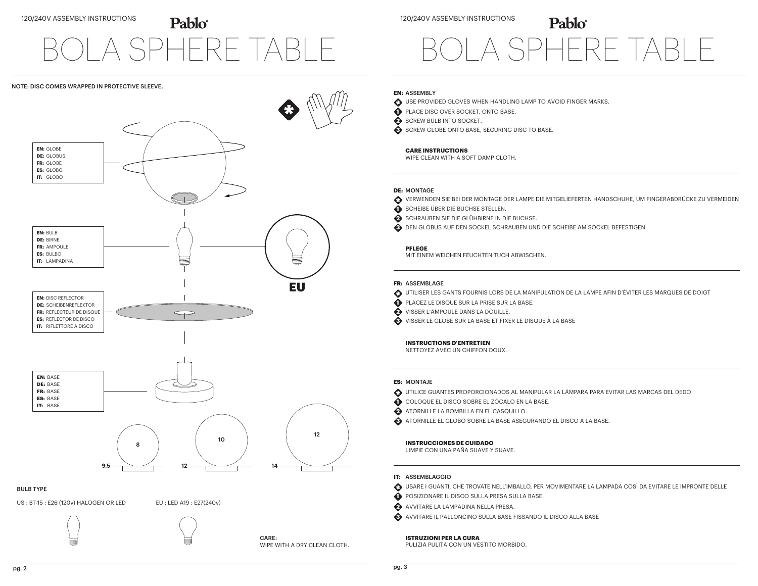120/240V ASSEMBLY INSTRUCTIONS

Pablo

# BOLA SPHERE TABLE

NOTE: DISC COMES WRAPPED IN PROTECTIVE SLEEVE.

**EN:** GLOBE
**DE:** GLOBUS
**FR:** GLOBE
**ES:** GLOBO
**IT:** GLOBO

**EN:** BULB
**DE:** BIRNE
**FR:** AMPOULE
**ES:** BULBO
**IT:** LAMPADINA

EU

**EN:** DISC REFLECTOR
**DE:** SCHEIBENREFLEKTOR
**FR:** REFLECTEUR DE DISQUE
**ES:** REFLECTOR DE DISCO
**IT:** RIFLETTORE A DISCO

**EN:** BASE
**DE:** BASE
**FR:** BASE
**ES:** BASE
**IT:** BASE

8
9.5
10
12
12
14

BULB TYPE

US : BT-15 : E26 (120v) HALOGEN OR LED

EU : LED A19 : E27(240v)

CARE:
WIPE WITH A DRY CLEAN CLOTH.

120/240V ASSEMBLY INSTRUCTIONS

Pablo

# BOLA SPHERE TABLE

**EN:** ASSEMBLY

- USE PROVIDED GLOVES WHEN HANDLING LAMP TO AVOID FINGER MARKS.
1. PLACE DISC OVER SOCKET, ONTO BASE.
2. SCREW BULB INTO SOCKET.
3. SCREW GLOBE ONTO BASE, SECURING DISC TO BASE.

**CARE INSTRUCTIONS**
WIPE CLEAN WITH A SOFT DAMP CLOTH.

**DE:** MONTAGE

- VERWENDEN SIE BEI DER MONTAGE DER LAMPE DIE MITGELIEFERTEN HANDSCHUHE, UM FINGERABDRÜCKE ZU VERMEIDEN
1. SCHEIBE ÜBER DIE BUCHSE STELLEN.
2. SCHRAUBEN SIE DIE GLÜHBIRNE IN DIE BUCHSE.
3. DEN GLOBUS AUF DEN SOCKEL SCHRAUBEN UND DIE SCHEIBE AM SOCKEL BEFESTIGEN

**PFLEGE**
MIT EINEM WEICHEN FEUCHTEN TUCH ABWISCHEN.

**FR:** ASSEMBLAGE

- UTILISER LES GANTS FOURNIS LORS DE LA MANIPULATION DE LA LAMPE AFIN D'ÉVITER LES MARQUES DE DOIGT
1. PLACEZ LE DISQUE SUR LA PRISE SUR LA BASE.
2. VISSER L'AMPOULE DANS LA DOUILLE.
3. VISSER LE GLOBE SUR LA BASE ET FIXER LE DISQUE À LA BASE

**INSTRUCTIONS D'ENTRETIEN**
NETTOYEZ AVEC UN CHIFFON DOUX.

**ES:** MONTAJE

- UTILICE GUANTES PROPORCIONADOS AL MANIPULAR LA LÁMPARA PARA EVITAR LAS MARCAS DEL DEDO
1. COLOQUE EL DISCO SOBRE EL ZÓCALO EN LA BASE.
2. ATORNILLE LA BOMBILLA EN EL CASQUILLO.
3. ATORNILLE EL GLOBO SOBRE LA BASE ASEGURANDO EL DISCO A LA BASE.

**INSTRUCCIONES DE CUIDADO**
LIMPIE CON UNA PAÑA SUAVE Y SUAVE.

**IT:** ASSEMBLAGGIO

- USARE I GUANTI, CHE TROVATE NELL'IMBALLO, PER MOVIMENTARE LA LAMPADA COSÌ DA EVITARE LE IMPRONTE DELLE
1. POSIZIONARE IL DISCO SULLA PRESA SULLA BASE.
2. AVVITARE LA LAMPADINA NELLA PRESA.
3. AVVITARE IL PALLONCINO SULLA BASE FISSANDO IL DISCO ALLA BASE

**ISTRUZIONI PER LA CURA**
PULIZIA PULITA CON UN VESTITO MORBIDO.